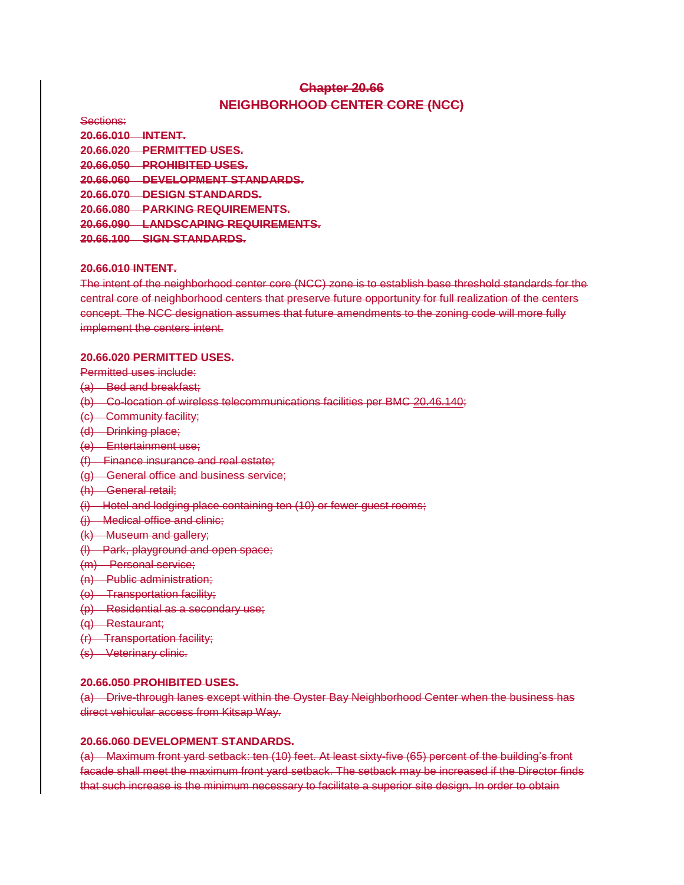# ~~Chapter 20.66~~

# ~~NEIGHBORHOOD CENTER CORE (NCC)~~

~~Sections:~~

~~**20.66.010 INTENT.**~~
~~**20.66.020 PERMITTED USES.**~~
~~**20.66.050 PROHIBITED USES.**~~
~~**20.66.060 DEVELOPMENT STANDARDS.**~~
~~**20.66.070 DESIGN STANDARDS.**~~
~~**20.66.080 PARKING REQUIREMENTS.**~~
~~**20.66.090 LANDSCAPING REQUIREMENTS.**~~
~~**20.66.100 SIGN STANDARDS.**~~

### ~~20.66.010 INTENT.~~

~~The intent of the neighborhood center core (NCC) zone is to establish base threshold standards for the central core of neighborhood centers that preserve future opportunity for full realization of the centers concept. The NCC designation assumes that future amendments to the zoning code will more fully implement the centers intent.~~

### ~~20.66.020 PERMITTED USES.~~

~~Permitted uses include:~~

~~(a) Bed and breakfast;~~
~~(b) Co-location of wireless telecommunications facilities per BMC 20.46.140;~~
~~(c) Community facility;~~
~~(d) Drinking place;~~
~~(e) Entertainment use;~~
~~(f) Finance insurance and real estate;~~
~~(g) General office and business service;~~
~~(h) General retail;~~
~~(i) Hotel and lodging place containing ten (10) or fewer guest rooms;~~
~~(j) Medical office and clinic;~~
~~(k) Museum and gallery;~~
~~(l) Park, playground and open space;~~
~~(m) Personal service;~~
~~(n) Public administration;~~
~~(o) Transportation facility;~~
~~(p) Residential as a secondary use;~~
~~(q) Restaurant;~~
~~(r) Transportation facility;~~
~~(s) Veterinary clinic.~~

### ~~20.66.050 PROHIBITED USES.~~

~~(a) Drive-through lanes except within the Oyster Bay Neighborhood Center when the business has direct vehicular access from Kitsap Way.~~

### ~~20.66.060 DEVELOPMENT STANDARDS.~~

~~(a) Maximum front yard setback: ten (10) feet. At least sixty-five (65) percent of the building's front facade shall meet the maximum front yard setback. The setback may be increased if the Director finds that such increase is the minimum necessary to facilitate a superior site design. In order to obtain~~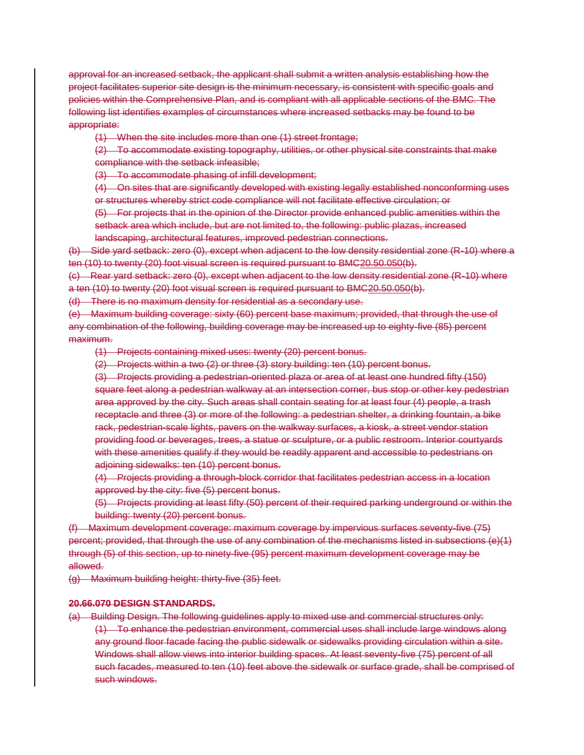~~approval for an increased setback, the applicant shall submit a written analysis establishing how the project facilitates superior site design is the minimum necessary, is consistent with specific goals and policies within the Comprehensive Plan, and is compliant with all applicable sections of the BMC. The following list identifies examples of circumstances where increased setbacks may be found to be appropriate:~~

- ~~(1) When the site includes more than one (1) street frontage;~~
- ~~(2) To accommodate existing topography, utilities, or other physical site constraints that make compliance with the setback infeasible;~~
- ~~(3) To accommodate phasing of infill development;~~
- ~~(4) On sites that are significantly developed with existing legally established nonconforming uses or structures whereby strict code compliance will not facilitate effective circulation; or~~
- ~~(5) For projects that in the opinion of the Director provide enhanced public amenities within the setback area which include, but are not limited to, the following: public plazas, increased landscaping, architectural features, improved pedestrian connections.~~

~~(b) Side yard setback: zero (0), except when adjacent to the low density residential zone (R-10) where a ten (10) to twenty (20) foot visual screen is required pursuant to BMC20.50.050(b).~~

~~(c) Rear yard setback: zero (0), except when adjacent to the low density residential zone (R-10) where a ten (10) to twenty (20) foot visual screen is required pursuant to BMC20.50.050(b).~~

~~(d) There is no maximum density for residential as a secondary use.~~

~~(e) Maximum building coverage: sixty (60) percent base maximum; provided, that through the use of any combination of the following, building coverage may be increased up to eighty-five (85) percent maximum.~~

- ~~(1) Projects containing mixed uses: twenty (20) percent bonus.~~
- ~~(2) Projects within a two (2) or three (3) story building: ten (10) percent bonus.~~
- ~~(3) Projects providing a pedestrian-oriented plaza or area of at least one hundred fifty (150) square feet along a pedestrian walkway at an intersection corner, bus stop or other key pedestrian area approved by the city. Such areas shall contain seating for at least four (4) people, a trash receptacle and three (3) or more of the following: a pedestrian shelter, a drinking fountain, a bike rack, pedestrian-scale lights, pavers on the walkway surfaces, a kiosk, a street vendor station providing food or beverages, trees, a statue or sculpture, or a public restroom. Interior courtyards with these amenities qualify if they would be readily apparent and accessible to pedestrians on adjoining sidewalks: ten (10) percent bonus.~~
- ~~(4) Projects providing a through-block corridor that facilitates pedestrian access in a location approved by the city: five (5) percent bonus.~~
- ~~(5) Projects providing at least fifty (50) percent of their required parking underground or within the building: twenty (20) percent bonus.~~

~~(f) Maximum development coverage: maximum coverage by impervious surfaces seventy-five (75) percent; provided, that through the use of any combination of the mechanisms listed in subsections (e)(1) through (5) of this section, up to ninety-five (95) percent maximum development coverage may be allowed.~~

~~(g) Maximum building height: thirty-five (35) feet.~~

**~~20.66.070 DESIGN STANDARDS.~~**

~~(a) Building Design. The following guidelines apply to mixed use and commercial structures only:~~

- ~~(1) To enhance the pedestrian environment, commercial uses shall include large windows along any ground floor facade facing the public sidewalk or sidewalks providing circulation within a site. Windows shall allow views into interior building spaces. At least seventy-five (75) percent of all such facades, measured to ten (10) feet above the sidewalk or surface grade, shall be comprised of such windows.~~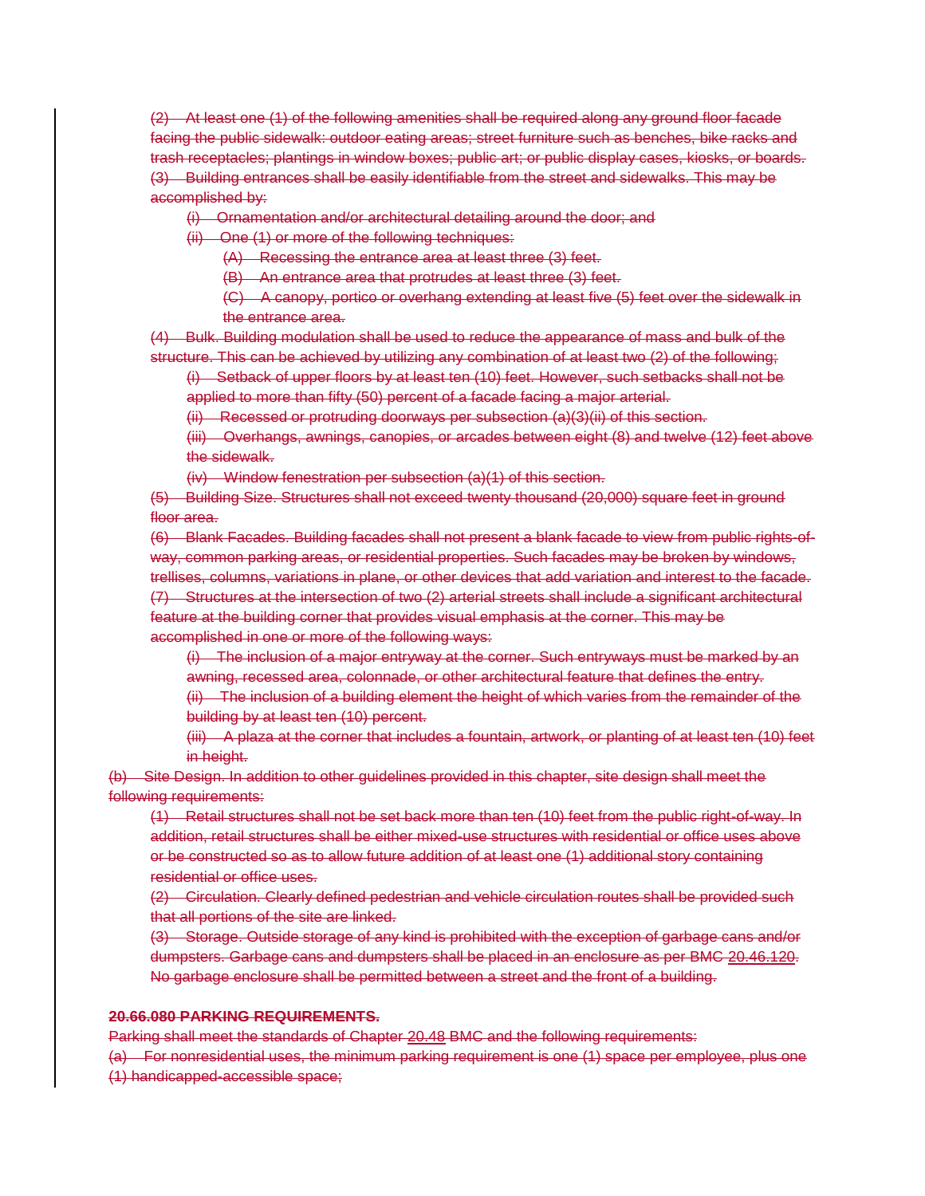(2) At least one (1) of the following amenities shall be required along any ground floor facade facing the public sidewalk: outdoor eating areas; street furniture such as benches, bike racks and trash receptacles; plantings in window boxes; public art; or public display cases, kiosks, or boards.

(3) Building entrances shall be easily identifiable from the street and sidewalks. This may be accomplished by:

(i) Ornamentation and/or architectural detailing around the door; and

(ii) One (1) or more of the following techniques:

(A) Recessing the entrance area at least three (3) feet.

(B) An entrance area that protrudes at least three (3) feet.

(C) A canopy, portico or overhang extending at least five (5) feet over the sidewalk in the entrance area.

(4) Bulk. Building modulation shall be used to reduce the appearance of mass and bulk of the structure. This can be achieved by utilizing any combination of at least two (2) of the following;

(i) Setback of upper floors by at least ten (10) feet. However, such setbacks shall not be applied to more than fifty (50) percent of a facade facing a major arterial.

(ii) Recessed or protruding doorways per subsection (a)(3)(ii) of this section.

(iii) Overhangs, awnings, canopies, or arcades between eight (8) and twelve (12) feet above the sidewalk.

(iv) Window fenestration per subsection (a)(1) of this section.

(5) Building Size. Structures shall not exceed twenty thousand (20,000) square feet in ground floor area.

(6) Blank Facades. Building facades shall not present a blank facade to view from public rights-of-way, common parking areas, or residential properties. Such facades may be broken by windows, trellises, columns, variations in plane, or other devices that add variation and interest to the facade.

(7) Structures at the intersection of two (2) arterial streets shall include a significant architectural feature at the building corner that provides visual emphasis at the corner. This may be accomplished in one or more of the following ways:

(i) The inclusion of a major entryway at the corner. Such entryways must be marked by an awning, recessed area, colonnade, or other architectural feature that defines the entry.

(ii) The inclusion of a building element the height of which varies from the remainder of the building by at least ten (10) percent.

(iii) A plaza at the corner that includes a fountain, artwork, or planting of at least ten (10) feet in height.

(b) Site Design. In addition to other guidelines provided in this chapter, site design shall meet the following requirements:

(1) Retail structures shall not be set back more than ten (10) feet from the public right-of-way. In addition, retail structures shall be either mixed-use structures with residential or office uses above or be constructed so as to allow future addition of at least one (1) additional story containing residential or office uses.

(2) Circulation. Clearly defined pedestrian and vehicle circulation routes shall be provided such that all portions of the site are linked.

(3) Storage. Outside storage of any kind is prohibited with the exception of garbage cans and/or dumpsters. Garbage cans and dumpsters shall be placed in an enclosure as per BMC 20.46.120. No garbage enclosure shall be permitted between a street and the front of a building.

**20.66.080 PARKING REQUIREMENTS.**

Parking shall meet the standards of Chapter 20.48 BMC and the following requirements:

(a) For nonresidential uses, the minimum parking requirement is one (1) space per employee, plus one (1) handicapped-accessible space;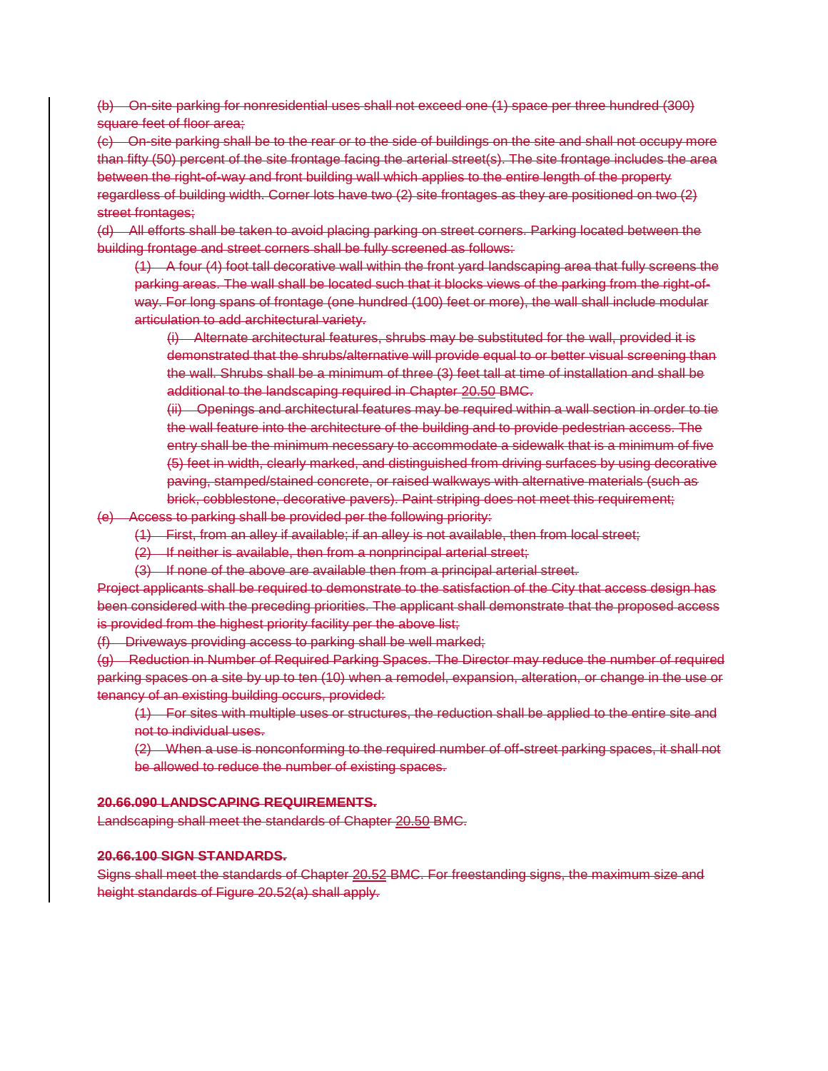~~(b) On-site parking for nonresidential uses shall not exceed one (1) space per three hundred (300) square feet of floor area;~~

~~(c) On-site parking shall be to the rear or to the side of buildings on the site and shall not occupy more than fifty (50) percent of the site frontage facing the arterial street(s). The site frontage includes the area between the right-of-way and front building wall which applies to the entire length of the property regardless of building width. Corner lots have two (2) site frontages as they are positioned on two (2) street frontages;~~

~~(d) All efforts shall be taken to avoid placing parking on street corners. Parking located between the building frontage and street corners shall be fully screened as follows:~~

~~(1) A four (4) foot tall decorative wall within the front yard landscaping area that fully screens the parking areas. The wall shall be located such that it blocks views of the parking from the right-of-way. For long spans of frontage (one hundred (100) feet or more), the wall shall include modular articulation to add architectural variety.~~

~~(i) Alternate architectural features, shrubs may be substituted for the wall, provided it is demonstrated that the shrubs/alternative will provide equal to or better visual screening than the wall. Shrubs shall be a minimum of three (3) feet tall at time of installation and shall be additional to the landscaping required in Chapter 20.50 BMC.~~

~~(ii) Openings and architectural features may be required within a wall section in order to tie the wall feature into the architecture of the building and to provide pedestrian access. The entry shall be the minimum necessary to accommodate a sidewalk that is a minimum of five (5) feet in width, clearly marked, and distinguished from driving surfaces by using decorative paving, stamped/stained concrete, or raised walkways with alternative materials (such as brick, cobblestone, decorative pavers). Paint striping does not meet this requirement;~~

~~(e) Access to parking shall be provided per the following priority:~~

~~(1) First, from an alley if available; if an alley is not available, then from local street;~~

~~(2) If neither is available, then from a nonprincipal arterial street;~~

~~(3) If none of the above are available then from a principal arterial street.~~

~~Project applicants shall be required to demonstrate to the satisfaction of the City that access design has been considered with the preceding priorities. The applicant shall demonstrate that the proposed access is provided from the highest priority facility per the above list;~~

~~(f) Driveways providing access to parking shall be well marked;~~

~~(g) Reduction in Number of Required Parking Spaces. The Director may reduce the number of required parking spaces on a site by up to ten (10) when a remodel, expansion, alteration, or change in the use or tenancy of an existing building occurs, provided:~~

~~(1) For sites with multiple uses or structures, the reduction shall be applied to the entire site and not to individual uses.~~

~~(2) When a use is nonconforming to the required number of off-street parking spaces, it shall not be allowed to reduce the number of existing spaces.~~

**~~20.66.090 LANDSCAPING REQUIREMENTS.~~**

~~Landscaping shall meet the standards of Chapter 20.50 BMC.~~

**~~20.66.100 SIGN STANDARDS.~~**

~~Signs shall meet the standards of Chapter 20.52 BMC. For freestanding signs, the maximum size and height standards of Figure 20.52(a) shall apply.~~